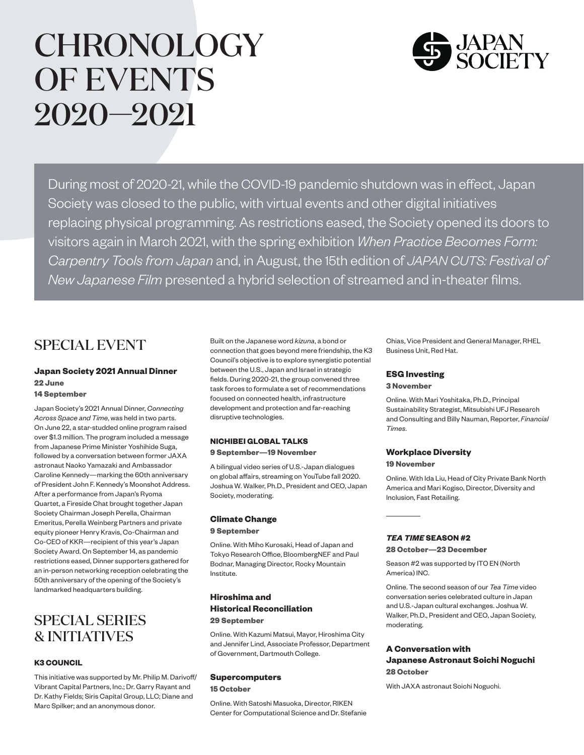# CHRONOLOGY OF EVENTS 2020—2021

JAPAN SOCIETY

During most of 2020-21, while the COVID-19 pandemic shutdown was in effect, Japan Society was closed to the public, with virtual events and other digital initiatives replacing physical programming. As restrictions eased, the Society opened its doors to visitors again in March 2021, with the spring exhibition *When Practice Becomes Form: Carpentry Tools from Japan* and, in August, the 15th edition of *JAPAN CUTS: Festival of New Japanese Film* presented a hybrid selection of streamed and in-theater films.

## SPECIAL EVENT

**Japan Society 2021 Annual Dinner**
**22 June**
**14 September**

Japan Society's 2021 Annual Dinner, *Connecting Across Space and Time*, was held in two parts. On June 22, a star-studded online program raised over $1.3 million. The program included a message from Japanese Prime Minister Yoshihide Suga, followed by a conversation between former JAXA astronaut Naoko Yamazaki and Ambassador Caroline Kennedy—marking the 60th anniversary of President John F. Kennedy's Moonshot Address. After a performance from Japan's Ryoma Quartet, a Fireside Chat brought together Japan Society Chairman Joseph Perella, Chairman Emeritus, Perella Weinberg Partners and private equity pioneer Henry Kravis, Co-Chairman and Co-CEO of KKR—recipient of this year's Japan Society Award. On September 14, as pandemic restrictions eased, Dinner supporters gathered for an in-person networking reception celebrating the 50th anniversary of the opening of the Society's landmarked headquarters building.

## SPECIAL SERIES & INITIATIVES

**K3 COUNCIL**

This initiative was supported by Mr. Philip M. Darivoff/ Vibrant Capital Partners, Inc.; Dr. Garry Rayant and Dr. Kathy Fields; Siris Capital Group, LLC; Diane and Marc Spilker; and an anonymous donor.

Built on the Japanese word *kizuna*, a bond or connection that goes beyond mere friendship, the K3 Council's objective is to explore synergistic potential between the U.S., Japan and Israel in strategic fields. During 2020-21, the group convened three task forces to formulate a set of recommendations focused on connected health, infrastructure development and protection and far-reaching disruptive technologies.

**NICHIBEI GLOBAL TALKS**
**9 September—19 November**

A bilingual video series of U.S.-Japan dialogues on global affairs, streaming on YouTube fall 2020. Joshua W. Walker, Ph.D., President and CEO, Japan Society, moderating.

**Climate Change**
**9 September**

Online. With Miho Kurosaki, Head of Japan and Tokyo Research Office, BloombergNEF and Paul Bodnar, Managing Director, Rocky Mountain Institute.

**Hiroshima and Historical Reconciliation**
**29 September**

Online. With Kazumi Matsui, Mayor, Hiroshima City and Jennifer Lind, Associate Professor, Department of Government, Dartmouth College.

**Supercomputers**
**15 October**

Online. With Satoshi Masuoka, Director, RIKEN Center for Computational Science and Dr. Stefanie Chias, Vice President and General Manager, RHEL Business Unit, Red Hat.

**ESG Investing**
**3 November**

Online. With Mari Yoshitaka, Ph.D., Principal Sustainability Strategist, Mitsubishi UFJ Research and Consulting and Billy Nauman, Reporter, *Financial Times*.

**Workplace Diversity**
**19 November**

Online. With Ida Liu, Head of City Private Bank North America and Mari Kogiso, Director, Diversity and Inclusion, Fast Retailing.

---

***TEA TIME* SEASON #2**
**28 October—23 December**

Season #2 was supported by ITO EN (North America) INC.

Online. The second season of our *Tea Time* video conversation series celebrated culture in Japan and U.S.-Japan cultural exchanges. Joshua W. Walker, Ph.D., President and CEO, Japan Society, moderating.

**A Conversation with Japanese Astronaut Soichi Noguchi**
**28 October**

With JAXA astronaut Soichi Noguchi.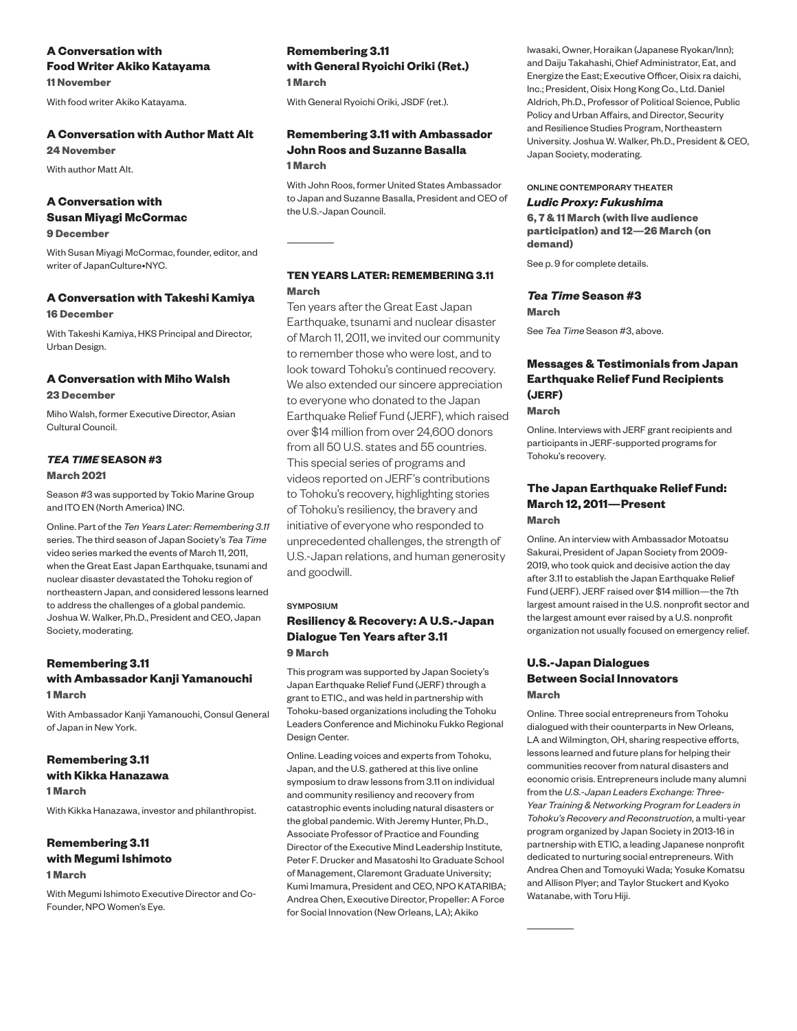### A Conversation with Food Writer Akiko Katayama

**11 November**

With food writer Akiko Katayama.

### A Conversation with Author Matt Alt

**24 November**

With author Matt Alt.

### A Conversation with Susan Miyagi McCormac

**9 December**

With Susan Miyagi McCormac, founder, editor, and writer of JapanCulture•NYC.

### A Conversation with Takeshi Kamiya

**16 December**

With Takeshi Kamiya, HKS Principal and Director, Urban Design.

### A Conversation with Miho Walsh

**23 December**

Miho Walsh, former Executive Director, Asian Cultural Council.

## *TEA TIME* SEASON #3

**March 2021**

Season #3 was supported by Tokio Marine Group and ITO EN (North America) INC.

Online. Part of the *Ten Years Later: Remembering 3.11* series. The third season of Japan Society's *Tea Time* video series marked the events of March 11, 2011, when the Great East Japan Earthquake, tsunami and nuclear disaster devastated the Tohoku region of northeastern Japan, and considered lessons learned to address the challenges of a global pandemic. Joshua W. Walker, Ph.D., President and CEO, Japan Society, moderating.

### Remembering 3.11 with Ambassador Kanji Yamanouchi

**1 March**

With Ambassador Kanji Yamanouchi, Consul General of Japan in New York.

### Remembering 3.11 with Kikka Hanazawa

**1 March**

With Kikka Hanazawa, investor and philanthropist.

### Remembering 3.11 with Megumi Ishimoto

**1 March**

With Megumi Ishimoto Executive Director and Co-Founder, NPO Women's Eye.

### Remembering 3.11 with General Ryoichi Oriki (Ret.)

**1 March**

With General Ryoichi Oriki, JSDF (ret.).

### Remembering 3.11 with Ambassador John Roos and Suzanne Basalla

**1 March**

With John Roos, former United States Ambassador to Japan and Suzanne Basalla, President and CEO of the U.S.-Japan Council.

---

## TEN YEARS LATER: REMEMBERING 3.11

**March**

Ten years after the Great East Japan Earthquake, tsunami and nuclear disaster of March 11, 2011, we invited our community to remember those who were lost, and to look toward Tohoku's continued recovery. We also extended our sincere appreciation to everyone who donated to the Japan Earthquake Relief Fund (JERF), which raised over $14 million from over 24,600 donors from all 50 U.S. states and 55 countries. This special series of programs and videos reported on JERF's contributions to Tohoku's recovery, highlighting stories of Tohoku's resiliency, the bravery and initiative of everyone who responded to unprecedented challenges, the strength of U.S.-Japan relations, and human generosity and goodwill.

SYMPOSIUM

### Resiliency & Recovery: A U.S.-Japan Dialogue Ten Years after 3.11

**9 March**

This program was supported by Japan Society's Japan Earthquake Relief Fund (JERF) through a grant to ETIC., and was held in partnership with Tohoku-based organizations including the Tohoku Leaders Conference and Michinoku Fukko Regional Design Center.

Online. Leading voices and experts from Tohoku, Japan, and the U.S. gathered at this live online symposium to draw lessons from 3.11 on individual and community resiliency and recovery from catastrophic events including natural disasters or the global pandemic. With Jeremy Hunter, Ph.D., Associate Professor of Practice and Founding Director of the Executive Mind Leadership Institute, Peter F. Drucker and Masatoshi Ito Graduate School of Management, Claremont Graduate University; Kumi Imamura, President and CEO, NPO KATARIBA; Andrea Chen, Executive Director, Propeller: A Force for Social Innovation (New Orleans, LA); Akiko Iwasaki, Owner, Horaikan (Japanese Ryokan/Inn); and Daiju Takahashi, Chief Administrator, Eat, and Energize the East; Executive Officer, Oisix ra daichi, Inc.; President, Oisix Hong Kong Co., Ltd. Daniel Aldrich, Ph.D., Professor of Political Science, Public Policy and Urban Affairs, and Director, Security and Resilience Studies Program, Northeastern University. Joshua W. Walker, Ph.D., President & CEO, Japan Society, moderating.

ONLINE CONTEMPORARY THEATER

### *Ludic Proxy: Fukushima*

**6, 7 & 11 March (with live audience participation) and 12—26 March (on demand)**

See p. 9 for complete details.

### *Tea Time* Season #3

**March**

See *Tea Time* Season #3, above.

### Messages & Testimonials from Japan Earthquake Relief Fund Recipients (JERF)

**March**

Online. Interviews with JERF grant recipients and participants in JERF-supported programs for Tohoku's recovery.

### The Japan Earthquake Relief Fund: March 12, 2011—Present

**March**

Online. An interview with Ambassador Motoatsu Sakurai, President of Japan Society from 2009-2019, who took quick and decisive action the day after 3.11 to establish the Japan Earthquake Relief Fund (JERF). JERF raised over $14 million—the 7th largest amount raised in the U.S. nonprofit sector and the largest amount ever raised by a U.S. nonprofit organization not usually focused on emergency relief.

### U.S.-Japan Dialogues Between Social Innovators

**March**

Online. Three social entrepreneurs from Tohoku dialogued with their counterparts in New Orleans, LA and Wilmington, OH, sharing respective efforts, lessons learned and future plans for helping their communities recover from natural disasters and economic crisis. Entrepreneurs include many alumni from the *U.S.-Japan Leaders Exchange: Three-Year Training & Networking Program for Leaders in Tohoku's Recovery and Reconstruction*, a multi-year program organized by Japan Society in 2013-16 in partnership with ETIC, a leading Japanese nonprofit dedicated to nurturing social entrepreneurs. With Andrea Chen and Tomoyuki Wada; Yosuke Komatsu and Allison Plyer; and Taylor Stuckert and Kyoko Watanabe, with Toru Hiji.

---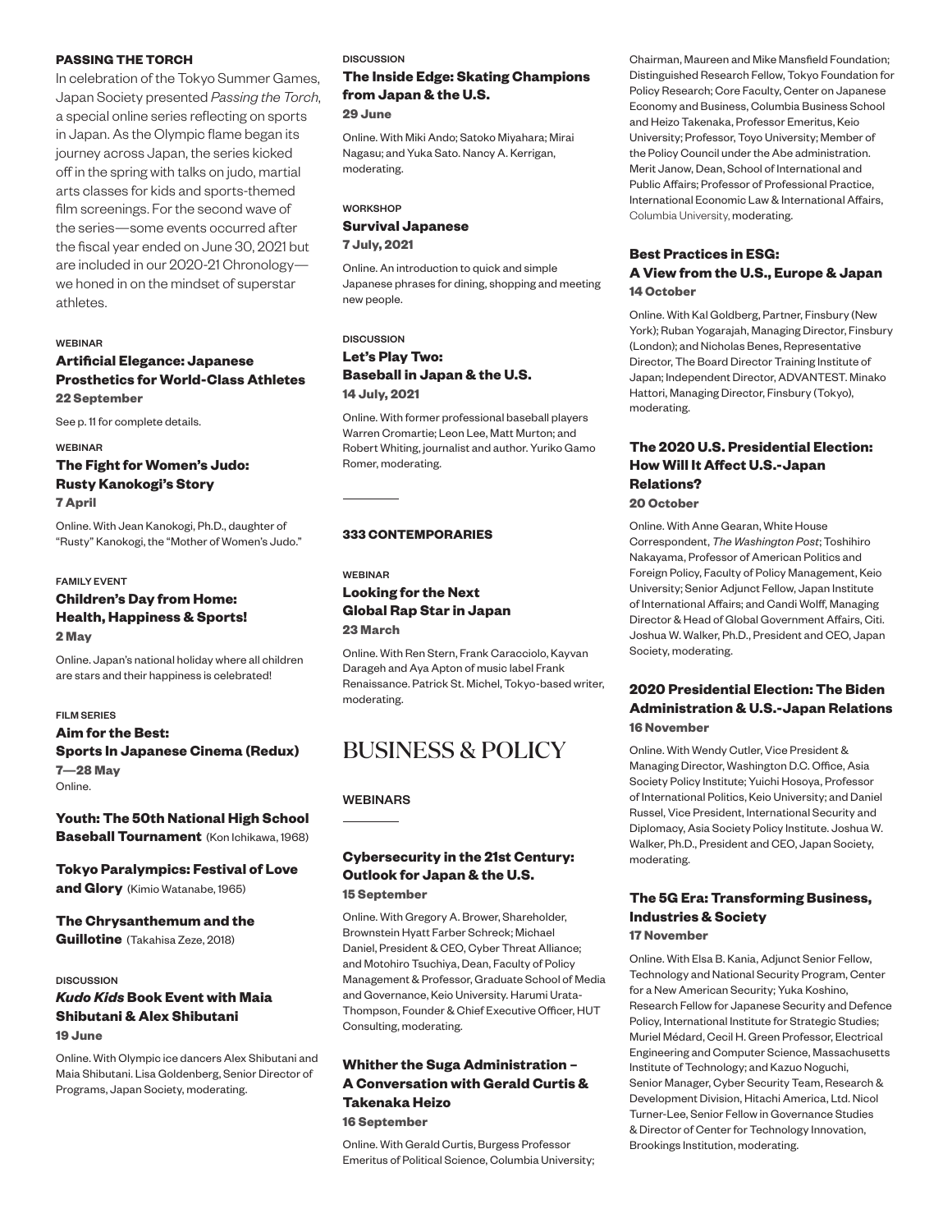### PASSING THE TORCH

In celebration of the Tokyo Summer Games, Japan Society presented *Passing the Torch*, a special online series reflecting on sports in Japan. As the Olympic flame began its journey across Japan, the series kicked off in the spring with talks on judo, martial arts classes for kids and sports-themed film screenings. For the second wave of the series—some events occurred after the fiscal year ended on June 30, 2021 but are included in our 2020-21 Chronology—we honed in on the mindset of superstar athletes.

WEBINAR

**Artificial Elegance: Japanese Prosthetics for World-Class Athletes**
**22 September**

See p. 11 for complete details.

WEBINAR

**The Fight for Women's Judo: Rusty Kanokogi's Story**
**7 April**

Online. With Jean Kanokogi, Ph.D., daughter of "Rusty" Kanokogi, the "Mother of Women's Judo."

FAMILY EVENT

**Children's Day from Home: Health, Happiness & Sports!**
**2 May**

Online. Japan's national holiday where all children are stars and their happiness is celebrated!

FILM SERIES

**Aim for the Best: Sports In Japanese Cinema (Redux)**
**7—28 May**
Online.

**Youth: The 50th National High School Baseball Tournament** (Kon Ichikawa, 1968)

**Tokyo Paralympics: Festival of Love and Glory** (Kimio Watanabe, 1965)

**The Chrysanthemum and the Guillotine** (Takahisa Zeze, 2018)

DISCUSSION

***Kudo Kids* Book Event with Maia Shibutani & Alex Shibutani**
**19 June**

Online. With Olympic ice dancers Alex Shibutani and Maia Shibutani. Lisa Goldenberg, Senior Director of Programs, Japan Society, moderating.

DISCUSSION

**The Inside Edge: Skating Champions from Japan & the U.S.**
**29 June**

Online. With Miki Ando; Satoko Miyahara; Mirai Nagasu; and Yuka Sato. Nancy A. Kerrigan, moderating.

WORKSHOP

**Survival Japanese**
**7 July, 2021**

Online. An introduction to quick and simple Japanese phrases for dining, shopping and meeting new people.

DISCUSSION

**Let's Play Two: Baseball in Japan & the U.S.**
**14 July, 2021**

Online. With former professional baseball players Warren Cromartie; Leon Lee, Matt Murton; and Robert Whiting, journalist and author. Yuriko Gamo Romer, moderating.

### 333 CONTEMPORARIES

WEBINAR

**Looking for the Next Global Rap Star in Japan**
**23 March**

Online. With Ren Stern, Frank Caracciolo, Kayvan Darageh and Aya Apton of music label Frank Renaissance. Patrick St. Michel, Tokyo-based writer, moderating.

## BUSINESS & POLICY

WEBINARS

**Cybersecurity in the 21st Century: Outlook for Japan & the U.S.**
**15 September**

Online. With Gregory A. Brower, Shareholder, Brownstein Hyatt Farber Schreck; Michael Daniel, President & CEO, Cyber Threat Alliance; and Motohiro Tsuchiya, Dean, Faculty of Policy Management & Professor, Graduate School of Media and Governance, Keio University. Harumi Urata-Thompson, Founder & Chief Executive Officer, HUT Consulting, moderating.

**Whither the Suga Administration – A Conversation with Gerald Curtis & Takenaka Heizo**
**16 September**

Online. With Gerald Curtis, Burgess Professor Emeritus of Political Science, Columbia University; Chairman, Maureen and Mike Mansfield Foundation; Distinguished Research Fellow, Tokyo Foundation for Policy Research; Core Faculty, Center on Japanese Economy and Business, Columbia Business School and Heizo Takenaka, Professor Emeritus, Keio University; Professor, Toyo University; Member of the Policy Council under the Abe administration. Merit Janow, Dean, School of International and Public Affairs; Professor of Professional Practice, International Economic Law & International Affairs, Columbia University, moderating.

**Best Practices in ESG: A View from the U.S., Europe & Japan**
**14 October**

Online. With Kal Goldberg, Partner, Finsbury (New York); Ruban Yogarajah, Managing Director, Finsbury (London); and Nicholas Benes, Representative Director, The Board Director Training Institute of Japan; Independent Director, ADVANTEST. Minako Hattori, Managing Director, Finsbury (Tokyo), moderating.

**The 2020 U.S. Presidential Election: How Will It Affect U.S.-Japan Relations?**
**20 October**

Online. With Anne Gearan, White House Correspondent, *The Washington Post*; Toshihiro Nakayama, Professor of American Politics and Foreign Policy, Faculty of Policy Management, Keio University; Senior Adjunct Fellow, Japan Institute of International Affairs; and Candi Wolff, Managing Director & Head of Global Government Affairs, Citi. Joshua W. Walker, Ph.D., President and CEO, Japan Society, moderating.

**2020 Presidential Election: The Biden Administration & U.S.-Japan Relations**
**16 November**

Online. With Wendy Cutler, Vice President & Managing Director, Washington D.C. Office, Asia Society Policy Institute; Yuichi Hosoya, Professor of International Politics, Keio University; and Daniel Russel, Vice President, International Security and Diplomacy, Asia Society Policy Institute. Joshua W. Walker, Ph.D., President and CEO, Japan Society, moderating.

**The 5G Era: Transforming Business, Industries & Society**
**17 November**

Online. With Elsa B. Kania, Adjunct Senior Fellow, Technology and National Security Program, Center for a New American Security; Yuka Koshino, Research Fellow for Japanese Security and Defence Policy, International Institute for Strategic Studies; Muriel Médard, Cecil H. Green Professor, Electrical Engineering and Computer Science, Massachusetts Institute of Technology; and Kazuo Noguchi, Senior Manager, Cyber Security Team, Research & Development Division, Hitachi America, Ltd. Nicol Turner-Lee, Senior Fellow in Governance Studies & Director of Center for Technology Innovation, Brookings Institution, moderating.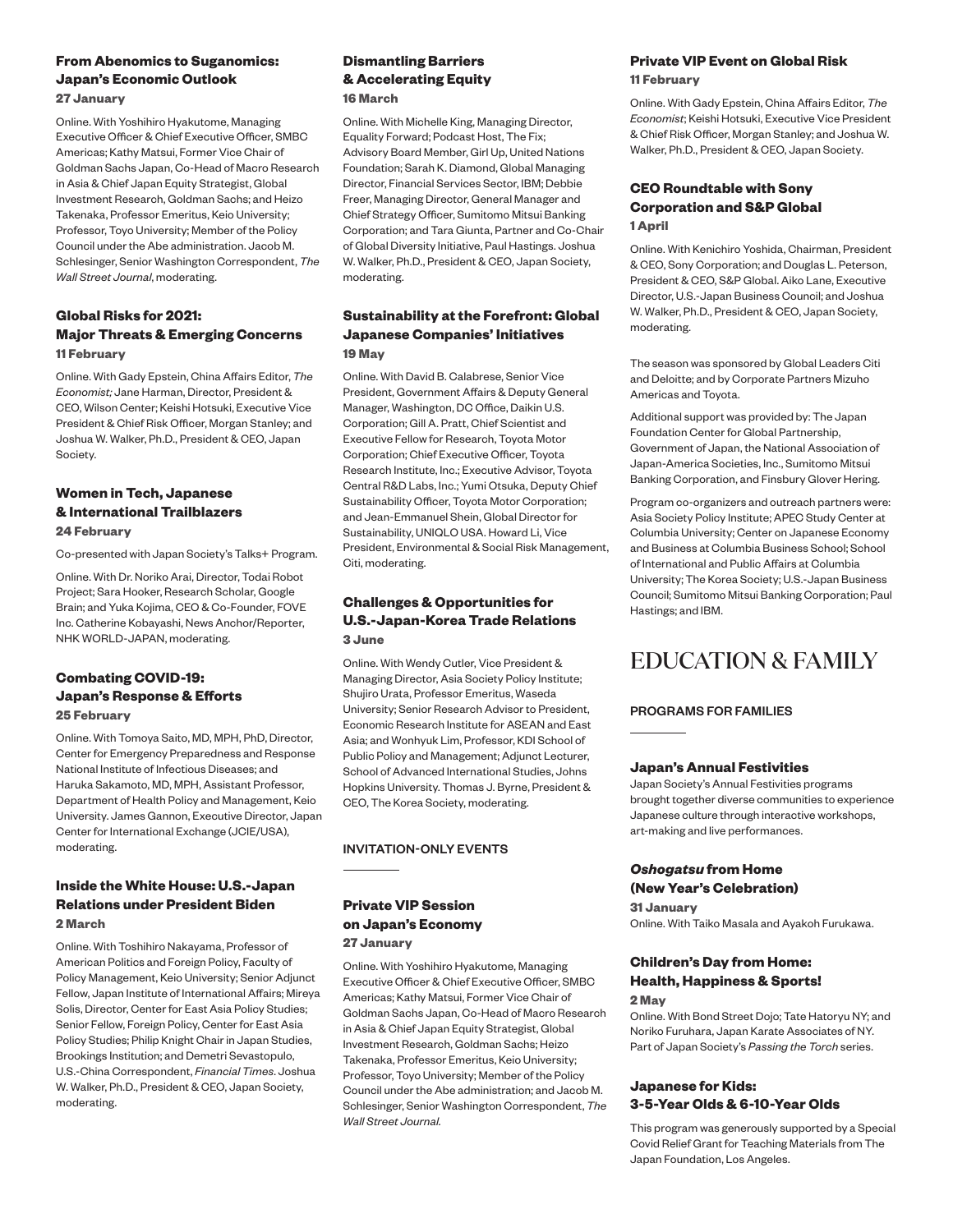### From Abenomics to Suganomics: Japan's Economic Outlook

**27 January**

Online. With Yoshihiro Hyakutome, Managing Executive Officer & Chief Executive Officer, SMBC Americas; Kathy Matsui, Former Vice Chair of Goldman Sachs Japan, Co-Head of Macro Research in Asia & Chief Japan Equity Strategist, Global Investment Research, Goldman Sachs; and Heizo Takenaka, Professor Emeritus, Keio University; Professor, Toyo University; Member of the Policy Council under the Abe administration. Jacob M. Schlesinger, Senior Washington Correspondent, *The Wall Street Journal*, moderating.

### Global Risks for 2021: Major Threats & Emerging Concerns

**11 February**

Online. With Gady Epstein, China Affairs Editor, *The Economist;* Jane Harman, Director, President & CEO, Wilson Center; Keishi Hotsuki, Executive Vice President & Chief Risk Officer, Morgan Stanley; and Joshua W. Walker, Ph.D., President & CEO, Japan Society.

### Women in Tech, Japanese & International Trailblazers

**24 February**

Co-presented with Japan Society's Talks+ Program.

Online. With Dr. Noriko Arai, Director, Todai Robot Project; Sara Hooker, Research Scholar, Google Brain; and Yuka Kojima, CEO & Co-Founder, FOVE Inc. Catherine Kobayashi, News Anchor/Reporter, NHK WORLD-JAPAN, moderating.

### Combating COVID-19: Japan's Response & Efforts

**25 February**

Online. With Tomoya Saito, MD, MPH, PhD, Director, Center for Emergency Preparedness and Response National Institute of Infectious Diseases; and Haruka Sakamoto, MD, MPH, Assistant Professor, Department of Health Policy and Management, Keio University. James Gannon, Executive Director, Japan Center for International Exchange (JCIE/USA), moderating.

### Inside the White House: U.S.-Japan Relations under President Biden

**2 March**

Online. With Toshihiro Nakayama, Professor of American Politics and Foreign Policy, Faculty of Policy Management, Keio University; Senior Adjunct Fellow, Japan Institute of International Affairs; Mireya Solis, Director, Center for East Asia Policy Studies; Senior Fellow, Foreign Policy, Center for East Asia Policy Studies; Philip Knight Chair in Japan Studies, Brookings Institution; and Demetri Sevastopulo, U.S.-China Correspondent, *Financial Times*. Joshua W. Walker, Ph.D., President & CEO, Japan Society, moderating.

### Dismantling Barriers & Accelerating Equity

**16 March**

Online. With Michelle King, Managing Director, Equality Forward; Podcast Host, The Fix; Advisory Board Member, Girl Up, United Nations Foundation; Sarah K. Diamond, Global Managing Director, Financial Services Sector, IBM; Debbie Freer, Managing Director, General Manager and Chief Strategy Officer, Sumitomo Mitsui Banking Corporation; and Tara Giunta, Partner and Co-Chair of Global Diversity Initiative, Paul Hastings. Joshua W. Walker, Ph.D., President & CEO, Japan Society, moderating.

### Sustainability at the Forefront: Global Japanese Companies' Initiatives

**19 May**

Online. With David B. Calabrese, Senior Vice President, Government Affairs & Deputy General Manager, Washington, DC Office, Daikin U.S. Corporation; Gill A. Pratt, Chief Scientist and Executive Fellow for Research, Toyota Motor Corporation; Chief Executive Officer, Toyota Research Institute, Inc.; Executive Advisor, Toyota Central R&D Labs, Inc.; Yumi Otsuka, Deputy Chief Sustainability Officer, Toyota Motor Corporation; and Jean-Emmanuel Shein, Global Director for Sustainability, UNIQLO USA. Howard Li, Vice President, Environmental & Social Risk Management, Citi, moderating.

### Challenges & Opportunities for U.S.-Japan-Korea Trade Relations

**3 June**

Online. With Wendy Cutler, Vice President & Managing Director, Asia Society Policy Institute; Shujiro Urata, Professor Emeritus, Waseda University; Senior Research Advisor to President, Economic Research Institute for ASEAN and East Asia; and Wonhyuk Lim, Professor, KDI School of Public Policy and Management; Adjunct Lecturer, School of Advanced International Studies, Johns Hopkins University. Thomas J. Byrne, President & CEO, The Korea Society, moderating.

#### INVITATION-ONLY EVENTS

### Private VIP Session on Japan's Economy

**27 January**

Online. With Yoshihiro Hyakutome, Managing Executive Officer & Chief Executive Officer, SMBC Americas; Kathy Matsui, Former Vice Chair of Goldman Sachs Japan, Co-Head of Macro Research in Asia & Chief Japan Equity Strategist, Global Investment Research, Goldman Sachs; Heizo Takenaka, Professor Emeritus, Keio University; Professor, Toyo University; Member of the Policy Council under the Abe administration; and Jacob M. Schlesinger, Senior Washington Correspondent, *The Wall Street Journal.*

### Private VIP Event on Global Risk

**11 February**

Online. With Gady Epstein, China Affairs Editor, *The Economist*; Keishi Hotsuki, Executive Vice President & Chief Risk Officer, Morgan Stanley; and Joshua W. Walker, Ph.D., President & CEO, Japan Society.

### CEO Roundtable with Sony Corporation and S&P Global

**1 April**

Online. With Kenichiro Yoshida, Chairman, President & CEO, Sony Corporation; and Douglas L. Peterson, President & CEO, S&P Global. Aiko Lane, Executive Director, U.S.-Japan Business Council; and Joshua W. Walker, Ph.D., President & CEO, Japan Society, moderating.

The season was sponsored by Global Leaders Citi and Deloitte; and by Corporate Partners Mizuho Americas and Toyota.

Additional support was provided by: The Japan Foundation Center for Global Partnership, Government of Japan, the National Association of Japan-America Societies, Inc., Sumitomo Mitsui Banking Corporation, and Finsbury Glover Hering.

Program co-organizers and outreach partners were: Asia Society Policy Institute; APEC Study Center at Columbia University; Center on Japanese Economy and Business at Columbia Business School; School of International and Public Affairs at Columbia University; The Korea Society; U.S.-Japan Business Council; Sumitomo Mitsui Banking Corporation; Paul Hastings; and IBM.

# EDUCATION & FAMILY

#### PROGRAMS FOR FAMILIES

### Japan's Annual Festivities

Japan Society's Annual Festivities programs brought together diverse communities to experience Japanese culture through interactive workshops, art-making and live performances.

### *Oshogatsu* from Home (New Year's Celebration)

**31 January**

Online. With Taiko Masala and Ayakoh Furukawa.

### Children's Day from Home: Health, Happiness & Sports!

**2 May**

Online. With Bond Street Dojo; Tate Hatoryu NY; and Noriko Furuhara, Japan Karate Associates of NY. Part of Japan Society's *Passing the Torch* series.

### Japanese for Kids: 3-5-Year Olds & 6-10-Year Olds

This program was generously supported by a Special Covid Relief Grant for Teaching Materials from The Japan Foundation, Los Angeles.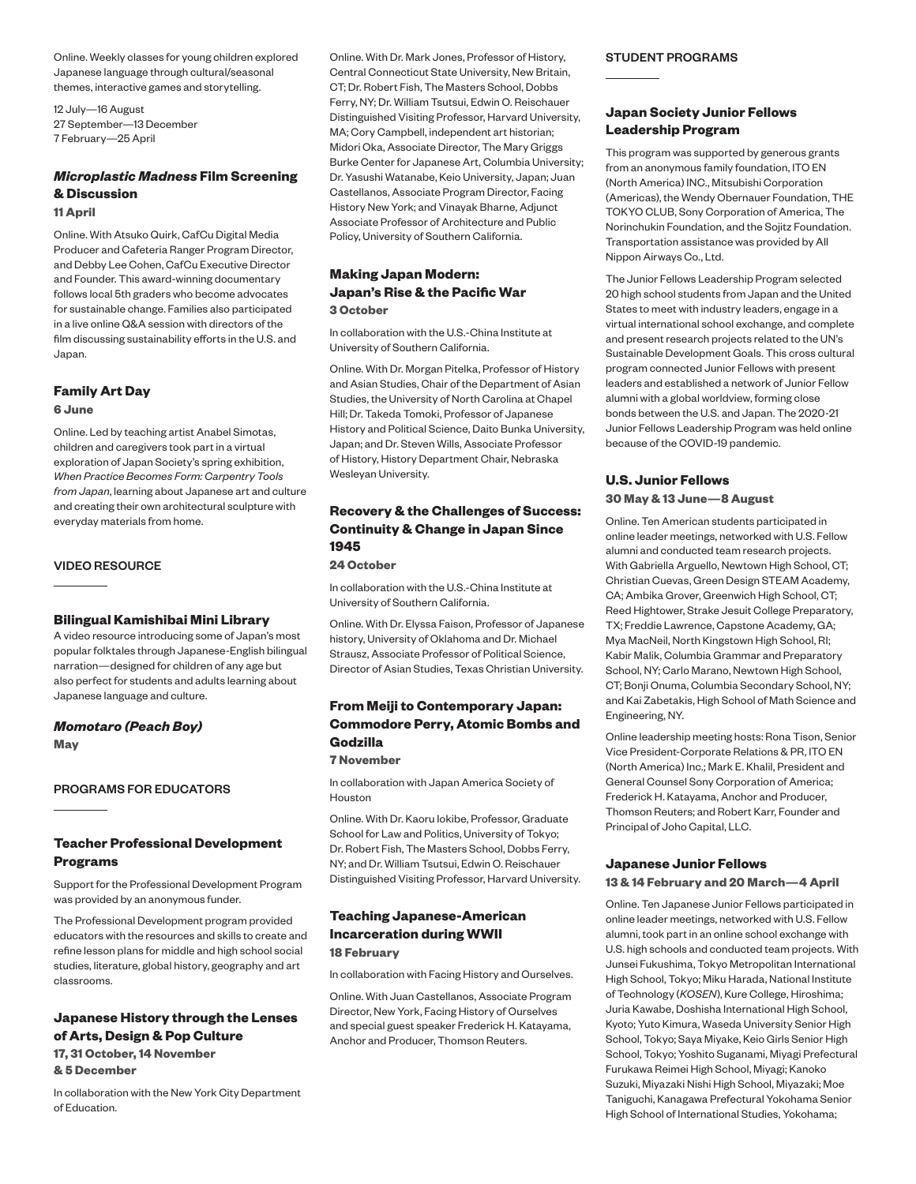Online. Weekly classes for young children explored Japanese language through cultural/seasonal themes, interactive games and storytelling.

12 July—16 August
27 September—13 December
7 February—25 April

### *Microplastic Madness* Film Screening & Discussion

**11 April**

Online. With Atsuko Quirk, CafCu Digital Media Producer and Cafeteria Ranger Program Director, and Debby Lee Cohen, CafCu Executive Director and Founder. This award-winning documentary follows local 5th graders who become advocates for sustainable change. Families also participated in a live online Q&A session with directors of the film discussing sustainability efforts in the U.S. and Japan.

### Family Art Day

**6 June**

Online. Led by teaching artist Anabel Simotas, children and caregivers took part in a virtual exploration of Japan Society's spring exhibition, *When Practice Becomes Form: Carpentry Tools from Japan*, learning about Japanese art and culture and creating their own architectural sculpture with everyday materials from home.

## VIDEO RESOURCE

### Bilingual Kamishibai Mini Library

A video resource introducing some of Japan's most popular folktales through Japanese-English bilingual narration—designed for children of any age but also perfect for students and adults learning about Japanese language and culture.

### *Momotaro (Peach Boy)*

**May**

## PROGRAMS FOR EDUCATORS

### Teacher Professional Development Programs

Support for the Professional Development Program was provided by an anonymous funder.

The Professional Development program provided educators with the resources and skills to create and refine lesson plans for middle and high school social studies, literature, global history, geography and art classrooms.

### Japanese History through the Lenses of Arts, Design & Pop Culture

**17, 31 October, 14 November & 5 December**

In collaboration with the New York City Department of Education.

Online. With Dr. Mark Jones, Professor of History, Central Connecticut State University, New Britain, CT; Dr. Robert Fish, The Masters School, Dobbs Ferry, NY; Dr. William Tsutsui, Edwin O. Reischauer Distinguished Visiting Professor, Harvard University, MA; Cory Campbell, independent art historian; Midori Oka, Associate Director, The Mary Griggs Burke Center for Japanese Art, Columbia University; Dr. Yasushi Watanabe, Keio University, Japan; Juan Castellanos, Associate Program Director, Facing History New York; and Vinayak Bharne, Adjunct Associate Professor of Architecture and Public Policy, University of Southern California.

### Making Japan Modern: Japan's Rise & the Pacific War

**3 October**

In collaboration with the U.S.-China Institute at University of Southern California.

Online. With Dr. Morgan Pitelka, Professor of History and Asian Studies, Chair of the Department of Asian Studies, the University of North Carolina at Chapel Hill; Dr. Takeda Tomoki, Professor of Japanese History and Political Science, Daito Bunka University, Japan; and Dr. Steven Wills, Associate Professor of History, History Department Chair, Nebraska Wesleyan University.

### Recovery & the Challenges of Success: Continuity & Change in Japan Since 1945

**24 October**

In collaboration with the U.S.-China Institute at University of Southern California.

Online. With Dr. Elyssa Faison, Professor of Japanese history, University of Oklahoma and Dr. Michael Strausz, Associate Professor of Political Science, Director of Asian Studies, Texas Christian University.

### From Meiji to Contemporary Japan: Commodore Perry, Atomic Bombs and Godzilla

**7 November**

In collaboration with Japan America Society of Houston

Online. With Dr. Kaoru Iokibe, Professor, Graduate School for Law and Politics, University of Tokyo; Dr. Robert Fish, The Masters School, Dobbs Ferry, NY; and Dr. William Tsutsui, Edwin O. Reischauer Distinguished Visiting Professor, Harvard University.

### Teaching Japanese-American Incarceration during WWII

**18 February**

In collaboration with Facing History and Ourselves.

Online. With Juan Castellanos, Associate Program Director, New York, Facing History of Ourselves and special guest speaker Frederick H. Katayama, Anchor and Producer, Thomson Reuters.

## STUDENT PROGRAMS

### Japan Society Junior Fellows Leadership Program

This program was supported by generous grants from an anonymous family foundation, ITO EN (North America) INC., Mitsubishi Corporation (Americas), the Wendy Obernauer Foundation, THE TOKYO CLUB, Sony Corporation of America, The Norinchukin Foundation, and the Sojitz Foundation. Transportation assistance was provided by All Nippon Airways Co., Ltd.

The Junior Fellows Leadership Program selected 20 high school students from Japan and the United States to meet with industry leaders, engage in a virtual international school exchange, and complete and present research projects related to the UN's Sustainable Development Goals. This cross cultural program connected Junior Fellows with present leaders and established a network of Junior Fellow alumni with a global worldview, forming close bonds between the U.S. and Japan. The 2020-21 Junior Fellows Leadership Program was held online because of the COVID-19 pandemic.

### U.S. Junior Fellows

**30 May & 13 June—8 August**

Online. Ten American students participated in online leader meetings, networked with U.S. Fellow alumni and conducted team research projects. With Gabriella Arguello, Newtown High School, CT; Christian Cuevas, Green Design STEAM Academy, CA; Ambika Grover, Greenwich High School, CT; Reed Hightower, Strake Jesuit College Preparatory, TX; Freddie Lawrence, Capstone Academy, GA; Mya MacNeil, North Kingstown High School, RI; Kabir Malik, Columbia Grammar and Preparatory School, NY; Carlo Marano, Newtown High School, CT; Bonji Onuma, Columbia Secondary School, NY; and Kai Zabetakis, High School of Math Science and Engineering, NY.

Online leadership meeting hosts: Rona Tison, Senior Vice President-Corporate Relations & PR, ITO EN (North America) Inc.; Mark E. Khalil, President and General Counsel Sony Corporation of America; Frederick H. Katayama, Anchor and Producer, Thomson Reuters; and Robert Karr, Founder and Principal of Joho Capital, LLC.

### Japanese Junior Fellows

**13 & 14 February and 20 March—4 April**

Online. Ten Japanese Junior Fellows participated in online leader meetings, networked with U.S. Fellow alumni, took part in an online school exchange with U.S. high schools and conducted team projects. With Junsei Fukushima, Tokyo Metropolitan International High School, Tokyo; Miku Harada, National Institute of Technology (*KOSEN*), Kure College, Hiroshima; Juria Kawabe, Doshisha International High School, Kyoto; Yuto Kimura, Waseda University Senior High School, Tokyo; Saya Miyake, Keio Girls Senior High School, Tokyo; Yoshito Suganami, Miyagi Prefectural Furukawa Reimei High School, Miyagi; Kanoko Suzuki, Miyazaki Nishi High School, Miyazaki; Moe Taniguchi, Kanagawa Prefectural Yokohama Senior High School of International Studies, Yokohama;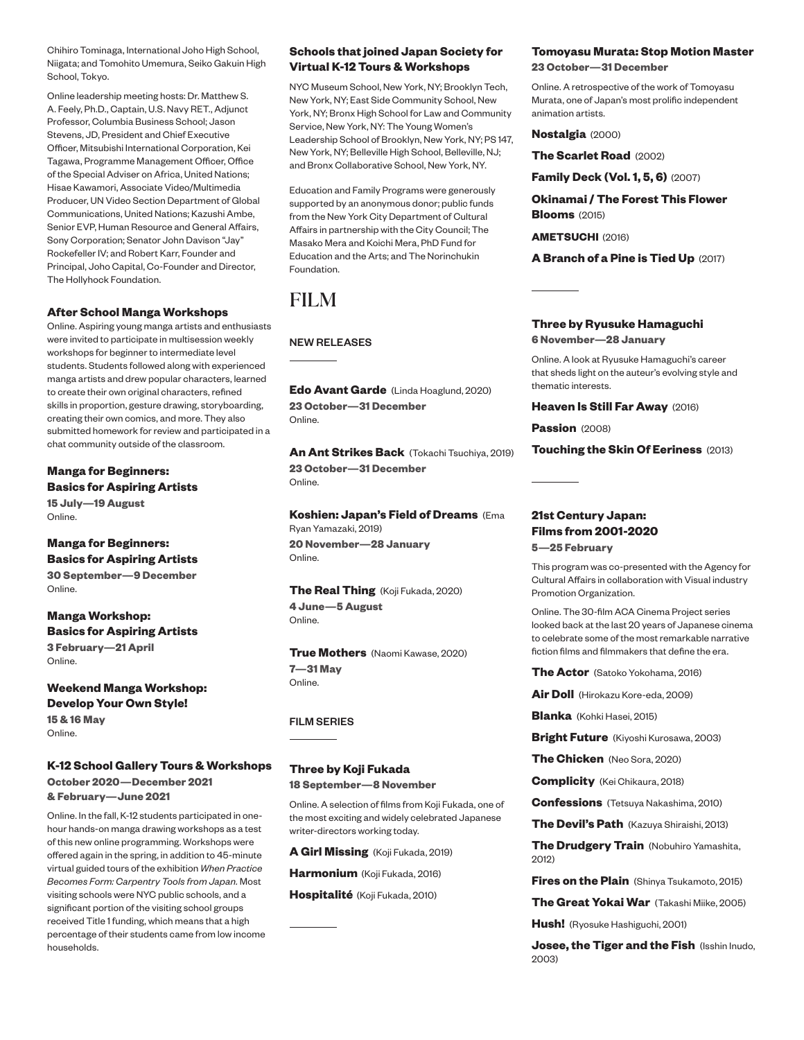Chihiro Tominaga, International Joho High School, Niigata; and Tomohito Umemura, Seiko Gakuin High School, Tokyo.

Online leadership meeting hosts: Dr. Matthew S. A. Feely, Ph.D., Captain, U.S. Navy RET., Adjunct Professor, Columbia Business School; Jason Stevens, JD, President and Chief Executive Officer, Mitsubishi International Corporation, Kei Tagawa, Programme Management Officer, Office of the Special Adviser on Africa, United Nations; Hisae Kawamori, Associate Video/Multimedia Producer, UN Video Section Department of Global Communications, United Nations; Kazushi Ambe, Senior EVP, Human Resource and General Affairs, Sony Corporation; Senator John Davison "Jay" Rockefeller IV; and Robert Karr, Founder and Principal, Joho Capital, Co-Founder and Director, The Hollyhock Foundation.

### After School Manga Workshops

Online. Aspiring young manga artists and enthusiasts were invited to participate in multisession weekly workshops for beginner to intermediate level students. Students followed along with experienced manga artists and drew popular characters, learned to create their own original characters, refined skills in proportion, gesture drawing, storyboarding, creating their own comics, and more. They also submitted homework for review and participated in a chat community outside of the classroom.

### Manga for Beginners: Basics for Aspiring Artists

**15 July—19 August**
Online.

### Manga for Beginners: Basics for Aspiring Artists

**30 September—9 December**
Online.

### Manga Workshop: Basics for Aspiring Artists

**3 February—21 April**
Online.

### Weekend Manga Workshop: Develop Your Own Style!

**15 & 16 May**
Online.

### K-12 School Gallery Tours & Workshops

**October 2020—December 2021 & February—June 2021**

Online. In the fall, K-12 students participated in one-hour hands-on manga drawing workshops as a test of this new online programming. Workshops were offered again in the spring, in addition to 45-minute virtual guided tours of the exhibition *When Practice Becomes Form: Carpentry Tools from Japan*. Most visiting schools were NYC public schools, and a significant portion of the visiting school groups received Title 1 funding, which means that a high percentage of their students came from low income households.

### Schools that joined Japan Society for Virtual K-12 Tours & Workshops

NYC Museum School, New York, NY; Brooklyn Tech, New York, NY; East Side Community School, New York, NY; Bronx High School for Law and Community Service, New York, NY: The Young Women's Leadership School of Brooklyn, New York, NY; PS 147, New York, NY; Belleville High School, Belleville, NJ; and Bronx Collaborative School, New York, NY.

Education and Family Programs were generously supported by an anonymous donor; public funds from the New York City Department of Cultural Affairs in partnership with the City Council; The Masako Mera and Koichi Mera, PhD Fund for Education and the Arts; and The Norinchukin Foundation.

# FILM

## NEW RELEASES

**Edo Avant Garde** (Linda Hoaglund, 2020)
**23 October—31 December**
Online.

**An Ant Strikes Back** (Tokachi Tsuchiya, 2019)
**23 October—31 December**
Online.

**Koshien: Japan's Field of Dreams** (Ema Ryan Yamazaki, 2019)
**20 November—28 January**
Online.

**The Real Thing** (Koji Fukada, 2020)
**4 June—5 August**
Online.

**True Mothers** (Naomi Kawase, 2020)
**7—31 May**
Online.

## FILM SERIES

### Three by Koji Fukada

**18 September—8 November**

Online. A selection of films from Koji Fukada, one of the most exciting and widely celebrated Japanese writer-directors working today.

**A Girl Missing** (Koji Fukada, 2019)

**Harmonium** (Koji Fukada, 2016)

**Hospitalité** (Koji Fukada, 2010)

### Tomoyasu Murata: Stop Motion Master

**23 October—31 December**

Online. A retrospective of the work of Tomoyasu Murata, one of Japan's most prolific independent animation artists.

**Nostalgia** (2000)

**The Scarlet Road** (2002)

**Family Deck (Vol. 1, 5, 6)** (2007)

**Okinamai / The Forest This Flower Blooms** (2015)

**AMETSUCHI** (2016)

**A Branch of a Pine is Tied Up** (2017)

### Three by Ryusuke Hamaguchi

**6 November—28 January**

Online. A look at Ryusuke Hamaguchi's career that sheds light on the auteur's evolving style and thematic interests.

**Heaven Is Still Far Away** (2016)

**Passion** (2008)

**Touching the Skin Of Eeriness** (2013)

### 21st Century Japan: Films from 2001-2020

**5—25 February**

This program was co-presented with the Agency for Cultural Affairs in collaboration with Visual industry Promotion Organization.

Online. The 30-film ACA Cinema Project series looked back at the last 20 years of Japanese cinema to celebrate some of the most remarkable narrative fiction films and filmmakers that define the era.

**The Actor** (Satoko Yokohama, 2016)

**Air Doll** (Hirokazu Kore-eda, 2009)

**Blanka** (Kohki Hasei, 2015)

**Bright Future** (Kiyoshi Kurosawa, 2003)

**The Chicken** (Neo Sora, 2020)

**Complicity** (Kei Chikaura, 2018)

**Confessions** (Tetsuya Nakashima, 2010)

**The Devil's Path** (Kazuya Shiraishi, 2013)

**The Drudgery Train** (Nobuhiro Yamashita, 2012)

**Fires on the Plain** (Shinya Tsukamoto, 2015)

**The Great Yokai War** (Takashi Miike, 2005)

**Hush!** (Ryosuke Hashiguchi, 2001)

**Josee, the Tiger and the Fish** (Isshin Inudo, 2003)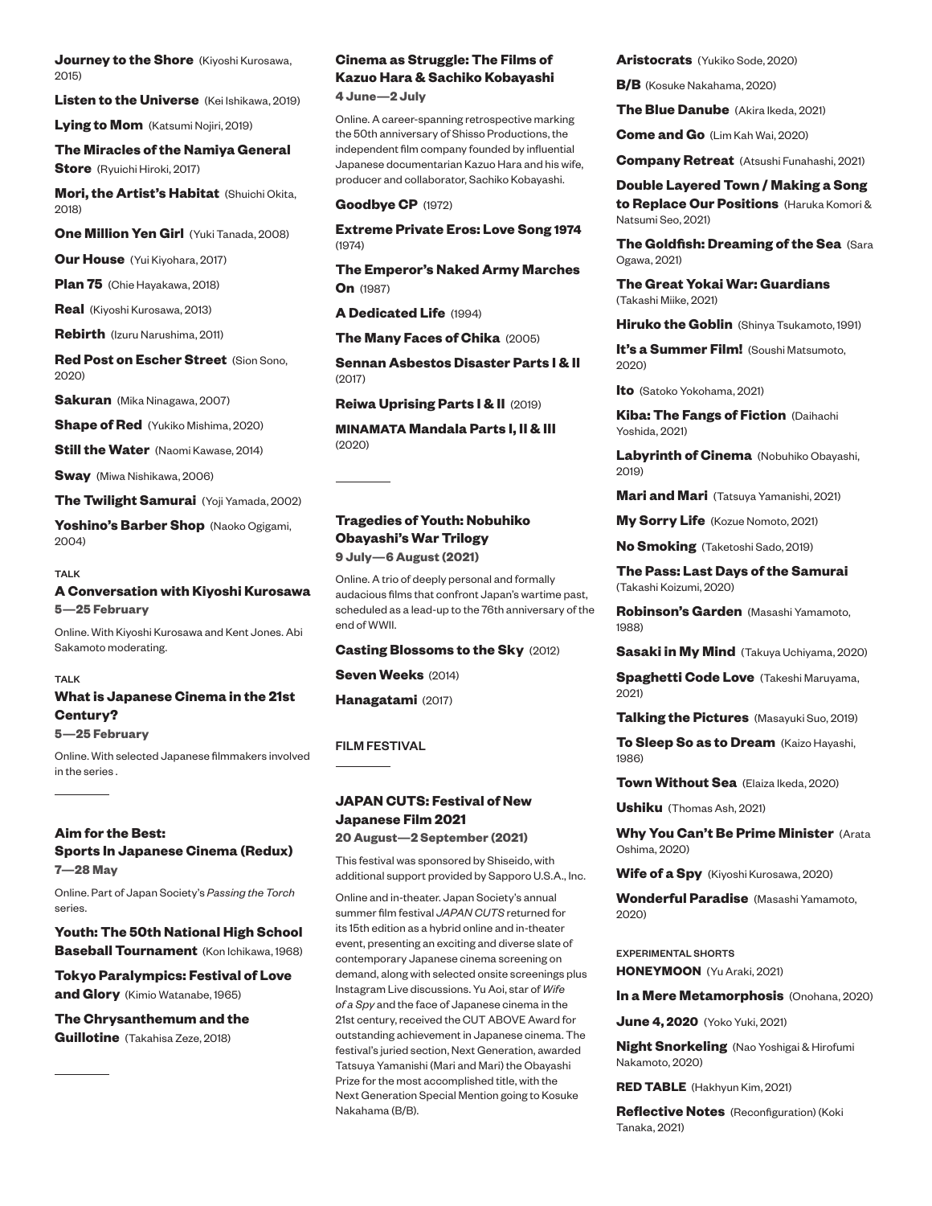**Journey to the Shore** (Kiyoshi Kurosawa, 2015)

**Listen to the Universe** (Kei Ishikawa, 2019)

**Lying to Mom** (Katsumi Nojiri, 2019)

**The Miracles of the Namiya General Store** (Ryuichi Hiroki, 2017)

**Mori, the Artist's Habitat** (Shuichi Okita, 2018)

**One Million Yen Girl** (Yuki Tanada, 2008)

**Our House** (Yui Kiyohara, 2017)

**Plan 75** (Chie Hayakawa, 2018)

**Real** (Kiyoshi Kurosawa, 2013)

**Rebirth** (Izuru Narushima, 2011)

**Red Post on Escher Street** (Sion Sono, 2020)

**Sakuran** (Mika Ninagawa, 2007)

**Shape of Red** (Yukiko Mishima, 2020)

**Still the Water** (Naomi Kawase, 2014)

**Sway** (Miwa Nishikawa, 2006)

**The Twilight Samurai** (Yoji Yamada, 2002)

**Yoshino's Barber Shop** (Naoko Ogigami, 2004)

TALK

### A Conversation with Kiyoshi Kurosawa

**5—25 February**

Online. With Kiyoshi Kurosawa and Kent Jones. Abi Sakamoto moderating.

TALK

### What is Japanese Cinema in the 21st Century?

**5—25 February**

Online. With selected Japanese filmmakers involved in the series .

---

### Aim for the Best: Sports In Japanese Cinema (Redux)

**7—28 May**

Online. Part of Japan Society's *Passing the Torch* series.

**Youth: The 50th National High School Baseball Tournament** (Kon Ichikawa, 1968)

**Tokyo Paralympics: Festival of Love and Glory** (Kimio Watanabe, 1965)

**The Chrysanthemum and the Guillotine** (Takahisa Zeze, 2018)

---

### Cinema as Struggle: The Films of Kazuo Hara & Sachiko Kobayashi

**4 June—2 July**

Online. A career-spanning retrospective marking the 50th anniversary of Shisso Productions, the independent film company founded by influential Japanese documentarian Kazuo Hara and his wife, producer and collaborator, Sachiko Kobayashi.

**Goodbye CP** (1972)

**Extreme Private Eros: Love Song 1974** (1974)

**The Emperor's Naked Army Marches On** (1987)

**A Dedicated Life** (1994)

**The Many Faces of Chika** (2005)

**Sennan Asbestos Disaster Parts I & II** (2017)

**Reiwa Uprising Parts I & II** (2019)

**MINAMATA Mandala Parts I, II & III** (2020)

---

### Tragedies of Youth: Nobuhiko Obayashi's War Trilogy

**9 July—6 August (2021)**

Online. A trio of deeply personal and formally audacious films that confront Japan's wartime past, scheduled as a lead-up to the 76th anniversary of the end of WWII.

**Casting Blossoms to the Sky** (2012)

**Seven Weeks** (2014)

**Hanagatami** (2017)

FILM FESTIVAL

---

### JAPAN CUTS: Festival of New Japanese Film 2021

**20 August—2 September (2021)**

This festival was sponsored by Shiseido, with additional support provided by Sapporo U.S.A., Inc.

Online and in-theater. Japan Society's annual summer film festival *JAPAN CUTS* returned for its 15th edition as a hybrid online and in-theater event, presenting an exciting and diverse slate of contemporary Japanese cinema screening on demand, along with selected onsite screenings plus Instagram Live discussions. Yu Aoi, star of *Wife of a Spy* and the face of Japanese cinema in the 21st century, received the CUT ABOVE Award for outstanding achievement in Japanese cinema. The festival's juried section, Next Generation, awarded Tatsuya Yamanishi (Mari and Mari) the Obayashi Prize for the most accomplished title, with the Next Generation Special Mention going to Kosuke Nakahama (B/B).

**Aristocrats** (Yukiko Sode, 2020)

**B/B** (Kosuke Nakahama, 2020)

**The Blue Danube** (Akira Ikeda, 2021)

**Come and Go** (Lim Kah Wai, 2020)

**Company Retreat** (Atsushi Funahashi, 2021)

**Double Layered Town / Making a Song to Replace Our Positions** (Haruka Komori & Natsumi Seo, 2021)

**The Goldfish: Dreaming of the Sea** (Sara Ogawa, 2021)

**The Great Yokai War: Guardians** (Takashi Miike, 2021)

**Hiruko the Goblin** (Shinya Tsukamoto, 1991)

**It's a Summer Film!** (Soushi Matsumoto, 2020)

**Ito** (Satoko Yokohama, 2021)

**Kiba: The Fangs of Fiction** (Daihachi Yoshida, 2021)

**Labyrinth of Cinema** (Nobuhiko Obayashi, 2019)

**Mari and Mari** (Tatsuya Yamanishi, 2021)

**My Sorry Life** (Kozue Nomoto, 2021)

**No Smoking** (Taketoshi Sado, 2019)

**The Pass: Last Days of the Samurai** (Takashi Koizumi, 2020)

**Robinson's Garden** (Masashi Yamamoto, 1988)

**Sasaki in My Mind** (Takuya Uchiyama, 2020)

**Spaghetti Code Love** (Takeshi Maruyama, 2021)

**Talking the Pictures** (Masayuki Suo, 2019)

**To Sleep So as to Dream** (Kaizo Hayashi, 1986)

**Town Without Sea** (Elaiza Ikeda, 2020)

**Ushiku** (Thomas Ash, 2021)

**Why You Can't Be Prime Minister** (Arata Oshima, 2020)

**Wife of a Spy** (Kiyoshi Kurosawa, 2020)

**Wonderful Paradise** (Masashi Yamamoto, 2020)

EXPERIMENTAL SHORTS

**HONEYMOON** (Yu Araki, 2021)

**In a Mere Metamorphosis** (Onohana, 2020)

**June 4, 2020** (Yoko Yuki, 2021)

**Night Snorkeling** (Nao Yoshigai & Hirofumi Nakamoto, 2020)

**RED TABLE** (Hakhyun Kim, 2021)

**Reflective Notes** (Reconfiguration) (Koki Tanaka, 2021)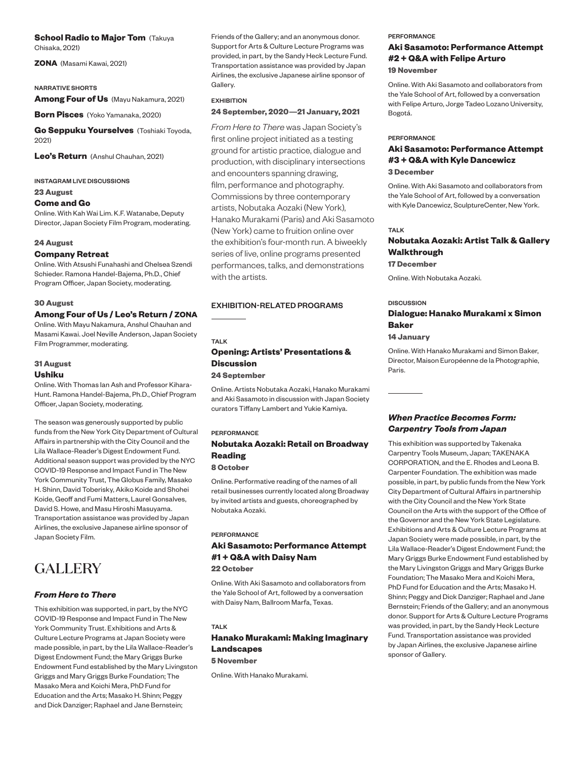**School Radio to Major Tom** (Takuya Chisaka, 2021)

**ZONA** (Masami Kawai, 2021)

NARRATIVE SHORTS

**Among Four of Us** (Mayu Nakamura, 2021)

**Born Pisces** (Yoko Yamanaka, 2020)

**Go Seppuku Yourselves** (Toshiaki Toyoda, 2021)

**Leo's Return** (Anshul Chauhan, 2021)

INSTAGRAM LIVE DISCUSSIONS

**23 August**

**Come and Go**

Online. With Kah Wai Lim. K.F. Watanabe, Deputy Director, Japan Society Film Program, moderating.

**24 August**

**Company Retreat**

Online. With Atsushi Funahashi and Chelsea Szendi Schieder. Ramona Handel-Bajema, Ph.D., Chief Program Officer, Japan Society, moderating.

**30 August**

**Among Four of Us / Leo's Return / ZONA**

Online. With Mayu Nakamura, Anshul Chauhan and Masami Kawai. Joel Neville Anderson, Japan Society Film Programmer, moderating.

**31 August**

**Ushiku**

Online. With Thomas Ian Ash and Professor Kihara-Hunt. Ramona Handel-Bajema, Ph.D., Chief Program Officer, Japan Society, moderating.

The season was generously supported by public funds from the New York City Department of Cultural Affairs in partnership with the City Council and the Lila Wallace-Reader's Digest Endowment Fund. Additional season support was provided by the NYC COVID-19 Response and Impact Fund in The New York Community Trust, The Globus Family, Masako H. Shinn, David Toberisky, Akiko Koide and Shohei Koide, Geoff and Fumi Matters, Laurel Gonsalves, David S. Howe, and Masu Hiroshi Masuyama. Transportation assistance was provided by Japan Airlines, the exclusive Japanese airline sponsor of Japan Society Film.

# GALLERY

### *From Here to There*

This exhibition was supported, in part, by the NYC COVID-19 Response and Impact Fund in The New York Community Trust. Exhibitions and Arts & Culture Lecture Programs at Japan Society were made possible, in part, by the Lila Wallace-Reader's Digest Endowment Fund; the Mary Griggs Burke Endowment Fund established by the Mary Livingston Griggs and Mary Griggs Burke Foundation; The Masako Mera and Koichi Mera, PhD Fund for Education and the Arts; Masako H. Shinn; Peggy and Dick Danziger; Raphael and Jane Bernstein; Friends of the Gallery; and an anonymous donor. Support for Arts & Culture Lecture Programs was provided, in part, by the Sandy Heck Lecture Fund. Transportation assistance was provided by Japan Airlines, the exclusive Japanese airline sponsor of Gallery.

EXHIBITION

**24 September, 2020—21 January, 2021**

*From Here to There* was Japan Society's first online project initiated as a testing ground for artistic practice, dialogue and production, with disciplinary intersections and encounters spanning drawing, film, performance and photography. Commissions by three contemporary artists, Nobutaka Aozaki (New York), Hanako Murakami (Paris) and Aki Sasamoto (New York) came to fruition online over the exhibition's four-month run. A biweekly series of live, online programs presented performances, talks, and demonstrations with the artists.

EXHIBITION-RELATED PROGRAMS

TALK

**Opening: Artists' Presentations & Discussion**

**24 September**

Online. Artists Nobutaka Aozaki, Hanako Murakami and Aki Sasamoto in discussion with Japan Society curators Tiffany Lambert and Yukie Kamiya.

PERFORMANCE

**Nobutaka Aozaki: Retail on Broadway Reading**

**8 October**

Online. Performative reading of the names of all retail businesses currently located along Broadway by invited artists and guests, choreographed by Nobutaka Aozaki.

PERFORMANCE

**Aki Sasamoto: Performance Attempt #1 + Q&A with Daisy Nam**

**22 October**

Online. With Aki Sasamoto and collaborators from the Yale School of Art, followed by a conversation with Daisy Nam, Ballroom Marfa, Texas.

TALK

**Hanako Murakami: Making Imaginary Landscapes**

**5 November**

Online. With Hanako Murakami.

PERFORMANCE

**Aki Sasamoto: Performance Attempt #2 + Q&A with Felipe Arturo**

**19 November**

Online. With Aki Sasamoto and collaborators from the Yale School of Art, followed by a conversation with Felipe Arturo, Jorge Tadeo Lozano University, Bogotá.

PERFORMANCE

**Aki Sasamoto: Performance Attempt #3 + Q&A with Kyle Dancewicz**

**3 December**

Online. With Aki Sasamoto and collaborators from the Yale School of Art, followed by a conversation with Kyle Dancewicz, SculptureCenter, New York.

TALK

**Nobutaka Aozaki: Artist Talk & Gallery Walkthrough**

**17 December**

Online. With Nobutaka Aozaki.

DISCUSSION

**Dialogue: Hanako Murakami x Simon Baker**

**14 January**

Online. With Hanako Murakami and Simon Baker, Director, Maison Européenne de la Photographie, Paris.

### *When Practice Becomes Form: Carpentry Tools from Japan*

This exhibition was supported by Takenaka Carpentry Tools Museum, Japan; TAKENAKA CORPORATION, and the E. Rhodes and Leona B. Carpenter Foundation. The exhibition was made possible, in part, by public funds from the New York City Department of Cultural Affairs in partnership with the City Council and the New York State Council on the Arts with the support of the Office of the Governor and the New York State Legislature. Exhibitions and Arts & Culture Lecture Programs at Japan Society were made possible, in part, by the Lila Wallace-Reader's Digest Endowment Fund; the Mary Griggs Burke Endowment Fund established by the Mary Livingston Griggs and Mary Griggs Burke Foundation; The Masako Mera and Koichi Mera, PhD Fund for Education and the Arts; Masako H. Shinn; Peggy and Dick Danziger; Raphael and Jane Bernstein; Friends of the Gallery; and an anonymous donor. Support for Arts & Culture Lecture Programs was provided, in part, by the Sandy Heck Lecture Fund. Transportation assistance was provided by Japan Airlines, the exclusive Japanese airline sponsor of Gallery.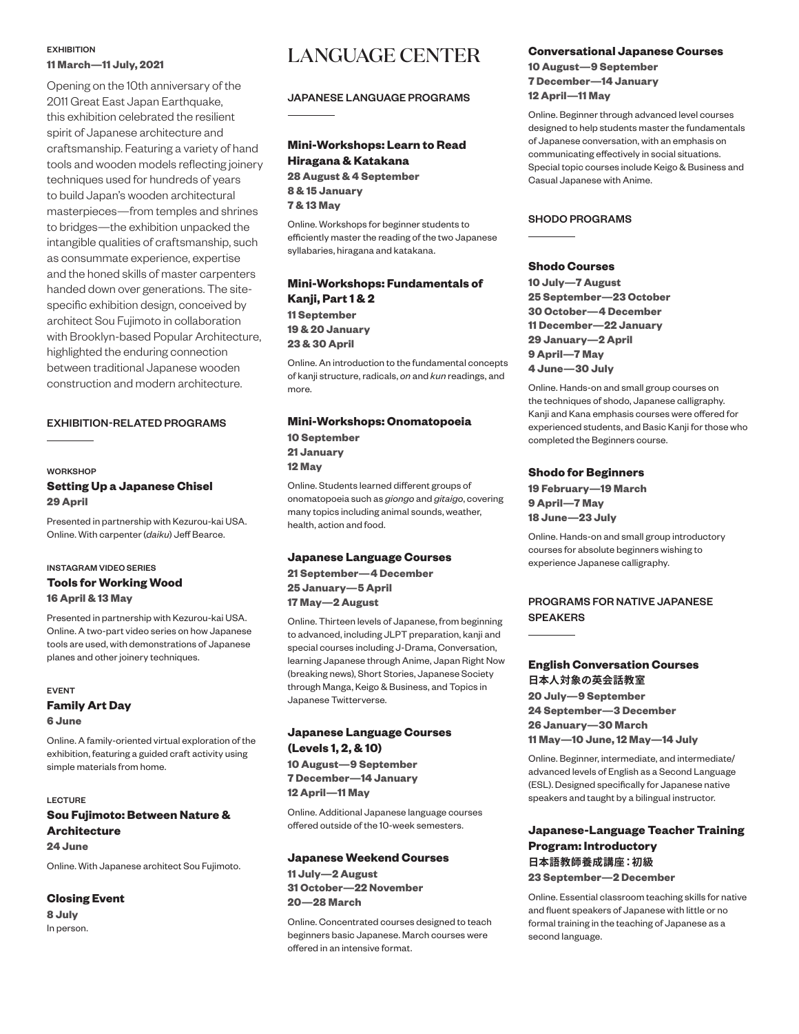EXHIBITION

**11 March—11 July, 2021**

Opening on the 10th anniversary of the 2011 Great East Japan Earthquake, this exhibition celebrated the resilient spirit of Japanese architecture and craftsmanship. Featuring a variety of hand tools and wooden models reflecting joinery techniques used for hundreds of years to build Japan's wooden architectural masterpieces—from temples and shrines to bridges—the exhibition unpacked the intangible qualities of craftsmanship, such as consummate experience, expertise and the honed skills of master carpenters handed down over generations. The site-specific exhibition design, conceived by architect Sou Fujimoto in collaboration with Brooklyn-based Popular Architecture, highlighted the enduring connection between traditional Japanese wooden construction and modern architecture.

## EXHIBITION-RELATED PROGRAMS

WORKSHOP

### Setting Up a Japanese Chisel

**29 April**

Presented in partnership with Kezurou-kai USA. Online. With carpenter (*daiku*) Jeff Bearce.

INSTAGRAM VIDEO SERIES

### Tools for Working Wood

**16 April & 13 May**

Presented in partnership with Kezurou-kai USA. Online. A two-part video series on how Japanese tools are used, with demonstrations of Japanese planes and other joinery techniques.

EVENT

### Family Art Day

**6 June**

Online. A family-oriented virtual exploration of the exhibition, featuring a guided craft activity using simple materials from home.

LECTURE

### Sou Fujimoto: Between Nature & Architecture

**24 June**

Online. With Japanese architect Sou Fujimoto.

### Closing Event

**8 July**

In person.

# LANGUAGE CENTER

## JAPANESE LANGUAGE PROGRAMS

### Mini-Workshops: Learn to Read Hiragana & Katakana

**28 August & 4 September**
**8 & 15 January**
**7 & 13 May**

Online. Workshops for beginner students to efficiently master the reading of the two Japanese syllabaries, hiragana and katakana.

### Mini-Workshops: Fundamentals of Kanji, Part 1 & 2

**11 September**
**19 & 20 January**
**23 & 30 April**

Online. An introduction to the fundamental concepts of kanji structure, radicals, *on* and *kun* readings, and more.

### Mini-Workshops: Onomatopoeia

**10 September**
**21 January**
**12 May**

Online. Students learned different groups of onomatopoeia such as *giongo* and *gitaigo*, covering many topics including animal sounds, weather, health, action and food.

### Japanese Language Courses

**21 September—4 December**
**25 January—5 April**
**17 May—2 August**

Online. Thirteen levels of Japanese, from beginning to advanced, including JLPT preparation, kanji and special courses including J-Drama, Conversation, learning Japanese through Anime, Japan Right Now (breaking news), Short Stories, Japanese Society through Manga, Keigo & Business, and Topics in Japanese Twitterverse.

### Japanese Language Courses (Levels 1, 2, & 10)

**10 August—9 September**
**7 December—14 January**
**12 April—11 May**

Online. Additional Japanese language courses offered outside of the 10-week semesters.

### Japanese Weekend Courses

**11 July—2 August**
**31 October—22 November**
**20—28 March**

Online. Concentrated courses designed to teach beginners basic Japanese. March courses were offered in an intensive format.

### Conversational Japanese Courses

**10 August—9 September**
**7 December—14 January**
**12 April—11 May**

Online. Beginner through advanced level courses designed to help students master the fundamentals of Japanese conversation, with an emphasis on communicating effectively in social situations. Special topic courses include Keigo & Business and Casual Japanese with Anime.

## SHODO PROGRAMS

### Shodo Courses

**10 July—7 August**
**25 September—23 October**
**30 October—4 December**
**11 December—22 January**
**29 January—2 April**
**9 April—7 May**
**4 June—30 July**

Online. Hands-on and small group courses on the techniques of shodo, Japanese calligraphy. Kanji and Kana emphasis courses were offered for experienced students, and Basic Kanji for those who completed the Beginners course.

### Shodo for Beginners

**19 February—19 March**
**9 April—7 May**
**18 June—23 July**

Online. Hands-on and small group introductory courses for absolute beginners wishing to experience Japanese calligraphy.

## PROGRAMS FOR NATIVE JAPANESE SPEAKERS

### English Conversation Courses

**日本人対象の英会話教室**

**20 July—9 September**
**24 September—3 December**
**26 January—30 March**
**11 May—10 June, 12 May—14 July**

Online. Beginner, intermediate, and intermediate/advanced levels of English as a Second Language (ESL). Designed specifically for Japanese native speakers and taught by a bilingual instructor.

### Japanese-Language Teacher Training Program: Introductory

**日本語教師養成講座：初級**

**23 September—2 December**

Online. Essential classroom teaching skills for native and fluent speakers of Japanese with little or no formal training in the teaching of Japanese as a second language.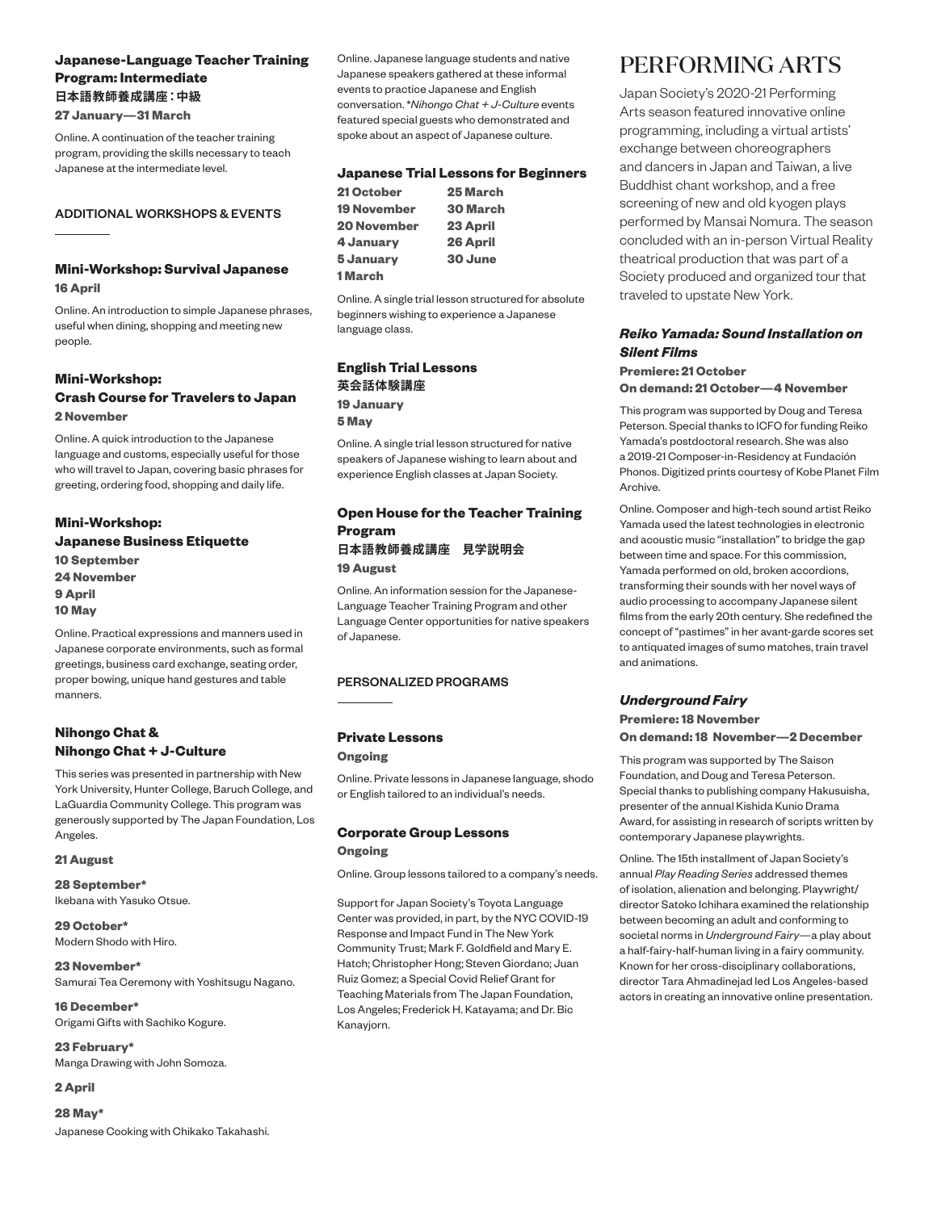### Japanese-Language Teacher Training Program: Intermediate
**日本語教師養成講座：中級**

**27 January—31 March**

Online. A continuation of the teacher training program, providing the skills necessary to teach Japanese at the intermediate level.

ADDITIONAL WORKSHOPS & EVENTS

### Mini-Workshop: Survival Japanese
**16 April**

Online. An introduction to simple Japanese phrases, useful when dining, shopping and meeting new people.

### Mini-Workshop: Crash Course for Travelers to Japan
**2 November**

Online. A quick introduction to the Japanese language and customs, especially useful for those who will travel to Japan, covering basic phrases for greeting, ordering food, shopping and daily life.

### Mini-Workshop: Japanese Business Etiquette
**10 September**
**24 November**
**9 April**
**10 May**

Online. Practical expressions and manners used in Japanese corporate environments, such as formal greetings, business card exchange, seating order, proper bowing, unique hand gestures and table manners.

### Nihongo Chat & Nihongo Chat + J-Culture

This series was presented in partnership with New York University, Hunter College, Baruch College, and LaGuardia Community College. This program was generously supported by The Japan Foundation, Los Angeles.

**21 August**

**28 September***
Ikebana with Yasuko Otsue.

**29 October***
Modern Shodo with Hiro.

**23 November***
Samurai Tea Ceremony with Yoshitsugu Nagano.

**16 December***
Origami Gifts with Sachiko Kogure.

**23 February***
Manga Drawing with John Somoza.

**2 April**

**28 May***
Japanese Cooking with Chikako Takahashi.

Online. Japanese language students and native Japanese speakers gathered at these informal events to practice Japanese and English conversation. **Nihongo Chat + J-Culture* events featured special guests who demonstrated and spoke about an aspect of Japanese culture.

### Japanese Trial Lessons for Beginners
**21 October**
**19 November**
**20 November**
**4 January**
**5 January**
**1 March**
**25 March**
**30 March**
**23 April**
**26 April**
**30 June**

Online. A single trial lesson structured for absolute beginners wishing to experience a Japanese language class.

### English Trial Lessons
**英会話体験講座**

**19 January**
**5 May**

Online. A single trial lesson structured for native speakers of Japanese wishing to learn about and experience English classes at Japan Society.

### Open House for the Teacher Training Program
**日本語教師養成講座　見学説明会**

**19 August**

Online. An information session for the Japanese-Language Teacher Training Program and other Language Center opportunities for native speakers of Japanese.

PERSONALIZED PROGRAMS

### Private Lessons
**Ongoing**

Online. Private lessons in Japanese language, shodo or English tailored to an individual's needs.

### Corporate Group Lessons
**Ongoing**

Online. Group lessons tailored to a company's needs.

Support for Japan Society's Toyota Language Center was provided, in part, by the NYC COVID-19 Response and Impact Fund in The New York Community Trust; Mark F. Goldfield and Mary E. Hatch; Christopher Hong; Steven Giordano; Juan Ruiz Gomez; a Special Covid Relief Grant for Teaching Materials from The Japan Foundation, Los Angeles; Frederick H. Katayama; and Dr. Bic Kanayjorn.

# PERFORMING ARTS

Japan Society's 2020-21 Performing Arts season featured innovative online programming, including a virtual artists' exchange between choreographers and dancers in Japan and Taiwan, a live Buddhist chant workshop, and a free screening of new and old kyogen plays performed by Mansai Nomura. The season concluded with an in-person Virtual Reality theatrical production that was part of a Society produced and organized tour that traveled to upstate New York.

### *Reiko Yamada: Sound Installation on Silent Films*
**Premiere: 21 October**
**On demand: 21 October—4 November**

This program was supported by Doug and Teresa Peterson. Special thanks to ICFO for funding Reiko Yamada's postdoctoral research. She was also a 2019-21 Composer-in-Residency at Fundación Phonos. Digitized prints courtesy of Kobe Planet Film Archive.

Online. Composer and high-tech sound artist Reiko Yamada used the latest technologies in electronic and acoustic music "installation" to bridge the gap between time and space. For this commission, Yamada performed on old, broken accordions, transforming their sounds with her novel ways of audio processing to accompany Japanese silent films from the early 20th century. She redefined the concept of "pastimes" in her avant-garde scores set to antiquated images of sumo matches, train travel and animations.

### *Underground Fairy*
**Premiere: 18 November**
**On demand: 18 November—2 December**

This program was supported by The Saison Foundation, and Doug and Teresa Peterson. Special thanks to publishing company Hakusuisha, presenter of the annual Kishida Kunio Drama Award, for assisting in research of scripts written by contemporary Japanese playwrights.

Online. The 15th installment of Japan Society's annual *Play Reading Series* addressed themes of isolation, alienation and belonging. Playwright/director Satoko Ichihara examined the relationship between becoming an adult and conforming to societal norms in *Underground Fairy*—a play about a half-fairy-half-human living in a fairy community. Known for her cross-disciplinary collaborations, director Tara Ahmadinejad led Los Angeles-based actors in creating an innovative online presentation.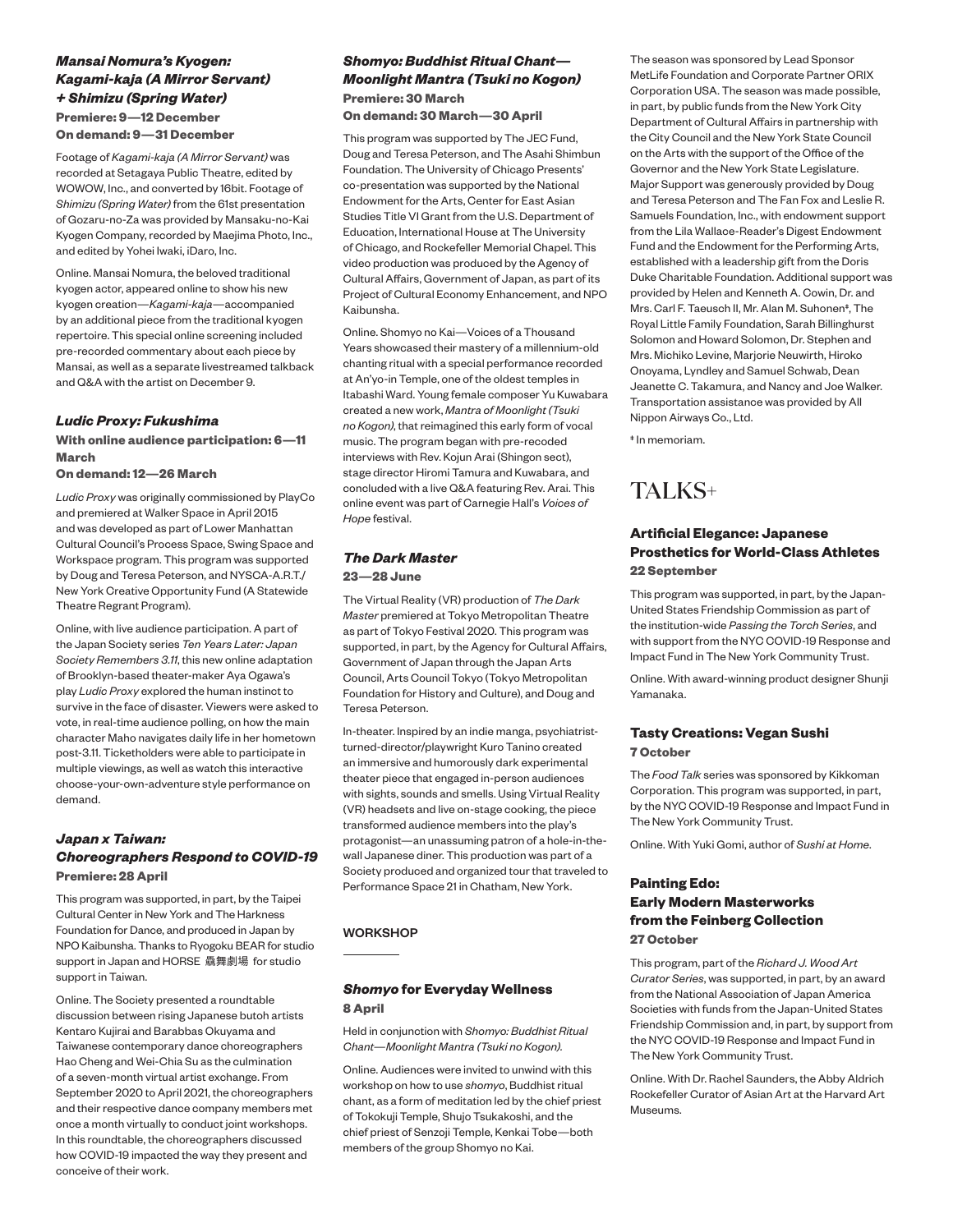### *Mansai Nomura's Kyogen: Kagami-kaja (A Mirror Servant) + Shimizu (Spring Water)*

**Premiere: 9—12 December**
**On demand: 9—31 December**

Footage of *Kagami-kaja (A Mirror Servant)* was recorded at Setagaya Public Theatre, edited by WOWOW, Inc., and converted by 16bit. Footage of *Shimizu (Spring Water)* from the 61st presentation of Gozaru-no-Za was provided by Mansaku-no-Kai Kyogen Company, recorded by Maejima Photo, Inc., and edited by Yohei Iwaki, iDaro, Inc.

Online. Mansai Nomura, the beloved traditional kyogen actor, appeared online to show his new kyogen creation—*Kagami-kaja*—accompanied by an additional piece from the traditional kyogen repertoire. This special online screening included pre-recorded commentary about each piece by Mansai, as well as a separate livestreamed talkback and Q&A with the artist on December 9.

### *Ludic Proxy: Fukushima*

**With online audience participation: 6—11 March**
**On demand: 12—26 March**

*Ludic Proxy* was originally commissioned by PlayCo and premiered at Walker Space in April 2015 and was developed as part of Lower Manhattan Cultural Council's Process Space, Swing Space and Workspace program. This program was supported by Doug and Teresa Peterson, and NYSCA-A.R.T./New York Creative Opportunity Fund (A Statewide Theatre Regrant Program).

Online, with live audience participation. A part of the Japan Society series *Ten Years Later: Japan Society Remembers 3.11*, this new online adaptation of Brooklyn-based theater-maker Aya Ogawa's play *Ludic Proxy* explored the human instinct to survive in the face of disaster. Viewers were asked to vote, in real-time audience polling, on how the main character Maho navigates daily life in her hometown post-3.11. Ticketholders were able to participate in multiple viewings, as well as watch this interactive choose-your-own-adventure style performance on demand.

### *Japan x Taiwan: Choreographers Respond to COVID-19*

**Premiere: 28 April**

This program was supported, in part, by the Taipei Cultural Center in New York and The Harkness Foundation for Dance, and produced in Japan by NPO Kaibunsha. Thanks to Ryogoku BEAR for studio support in Japan and HORSE 驫舞劇場 for studio support in Taiwan.

Online. The Society presented a roundtable discussion between rising Japanese butoh artists Kentaro Kujirai and Barabbas Okuyama and Taiwanese contemporary dance choreographers Hao Cheng and Wei-Chia Su as the culmination of a seven-month virtual artist exchange. From September 2020 to April 2021, the choreographers and their respective dance company members met once a month virtually to conduct joint workshops. In this roundtable, the choreographers discussed how COVID-19 impacted the way they present and conceive of their work.

### *Shomyo: Buddhist Ritual Chant—Moonlight Mantra (Tsuki no Kogon)*

**Premiere: 30 March**
**On demand: 30 March—30 April**

This program was supported by The JEC Fund, Doug and Teresa Peterson, and The Asahi Shimbun Foundation. The University of Chicago Presents' co-presentation was supported by the National Endowment for the Arts, Center for East Asian Studies Title VI Grant from the U.S. Department of Education, International House at The University of Chicago, and Rockefeller Memorial Chapel. This video production was produced by the Agency of Cultural Affairs, Government of Japan, as part of its Project of Cultural Economy Enhancement, and NPO Kaibunsha.

Online. Shomyo no Kai—Voices of a Thousand Years showcased their mastery of a millennium-old chanting ritual with a special performance recorded at An'yo-in Temple, one of the oldest temples in Itabashi Ward. Young female composer Yu Kuwabara created a new work, *Mantra of Moonlight (Tsuki no Kogon)*, that reimagined this early form of vocal music. The program began with pre-recoded interviews with Rev. Kojun Arai (Shingon sect), stage director Hiromi Tamura and Kuwabara, and concluded with a live Q&A featuring Rev. Arai. This online event was part of Carnegie Hall's *Voices of Hope* festival.

### *The Dark Master*

**23—28 June**

The Virtual Reality (VR) production of *The Dark Master* premiered at Tokyo Metropolitan Theatre as part of Tokyo Festival 2020. This program was supported, in part, by the Agency for Cultural Affairs, Government of Japan through the Japan Arts Council, Arts Council Tokyo (Tokyo Metropolitan Foundation for History and Culture), and Doug and Teresa Peterson.

In-theater. Inspired by an indie manga, psychiatrist-turned-director/playwright Kuro Tanino created an immersive and humorously dark experimental theater piece that engaged in-person audiences with sights, sounds and smells. Using Virtual Reality (VR) headsets and live on-stage cooking, the piece transformed audience members into the play's protagonist—an unassuming patron of a hole-in-the-wall Japanese diner. This production was part of a Society produced and organized tour that traveled to Performance Space 21 in Chatham, New York.

## WORKSHOP

### *Shomyo* for Everyday Wellness

**8 April**

Held in conjunction with *Shomyo: Buddhist Ritual Chant—Moonlight Mantra (Tsuki no Kogon).*

Online. Audiences were invited to unwind with this workshop on how to use *shomyo*, Buddhist ritual chant, as a form of meditation led by the chief priest of Tokokuji Temple, Shujo Tsukakoshi, and the chief priest of Senzoji Temple, Kenkai Tobe—both members of the group Shomyo no Kai.

The season was sponsored by Lead Sponsor MetLife Foundation and Corporate Partner ORIX Corporation USA. The season was made possible, in part, by public funds from the New York City Department of Cultural Affairs in partnership with the City Council and the New York State Council on the Arts with the support of the Office of the Governor and the New York State Legislature. Major Support was generously provided by Doug and Teresa Peterson and The Fan Fox and Leslie R. Samuels Foundation, Inc., with endowment support from the Lila Wallace-Reader's Digest Endowment Fund and the Endowment for the Performing Arts, established with a leadership gift from the Doris Duke Charitable Foundation. Additional support was provided by Helen and Kenneth A. Cowin, Dr. and Mrs. Carl F. Taeusch II, Mr. Alan M. Suhonen‡, The Royal Little Family Foundation, Sarah Billinghurst Solomon and Howard Solomon, Dr. Stephen and Mrs. Michiko Levine, Marjorie Neuwirth, Hiroko Onoyama, Lyndley and Samuel Schwab, Dean Jeanette C. Takamura, and Nancy and Joe Walker. Transportation assistance was provided by All Nippon Airways Co., Ltd.

‡ In memoriam.

# TALKS+

### Artificial Elegance: Japanese Prosthetics for World-Class Athletes

**22 September**

This program was supported, in part, by the Japan-United States Friendship Commission as part of the institution-wide *Passing the Torch Series*, and with support from the NYC COVID-19 Response and Impact Fund in The New York Community Trust.

Online. With award-winning product designer Shunji Yamanaka.

### Tasty Creations: Vegan Sushi

**7 October**

The *Food Talk* series was sponsored by Kikkoman Corporation. This program was supported, in part, by the NYC COVID-19 Response and Impact Fund in The New York Community Trust.

Online. With Yuki Gomi, author of *Sushi at Home*.

### Painting Edo: Early Modern Masterworks from the Feinberg Collection

**27 October**

This program, part of the *Richard J. Wood Art Curator Series*, was supported, in part, by an award from the National Association of Japan America Societies with funds from the Japan-United States Friendship Commission and, in part, by support from the NYC COVID-19 Response and Impact Fund in The New York Community Trust.

Online. With Dr. Rachel Saunders, the Abby Aldrich Rockefeller Curator of Asian Art at the Harvard Art Museums.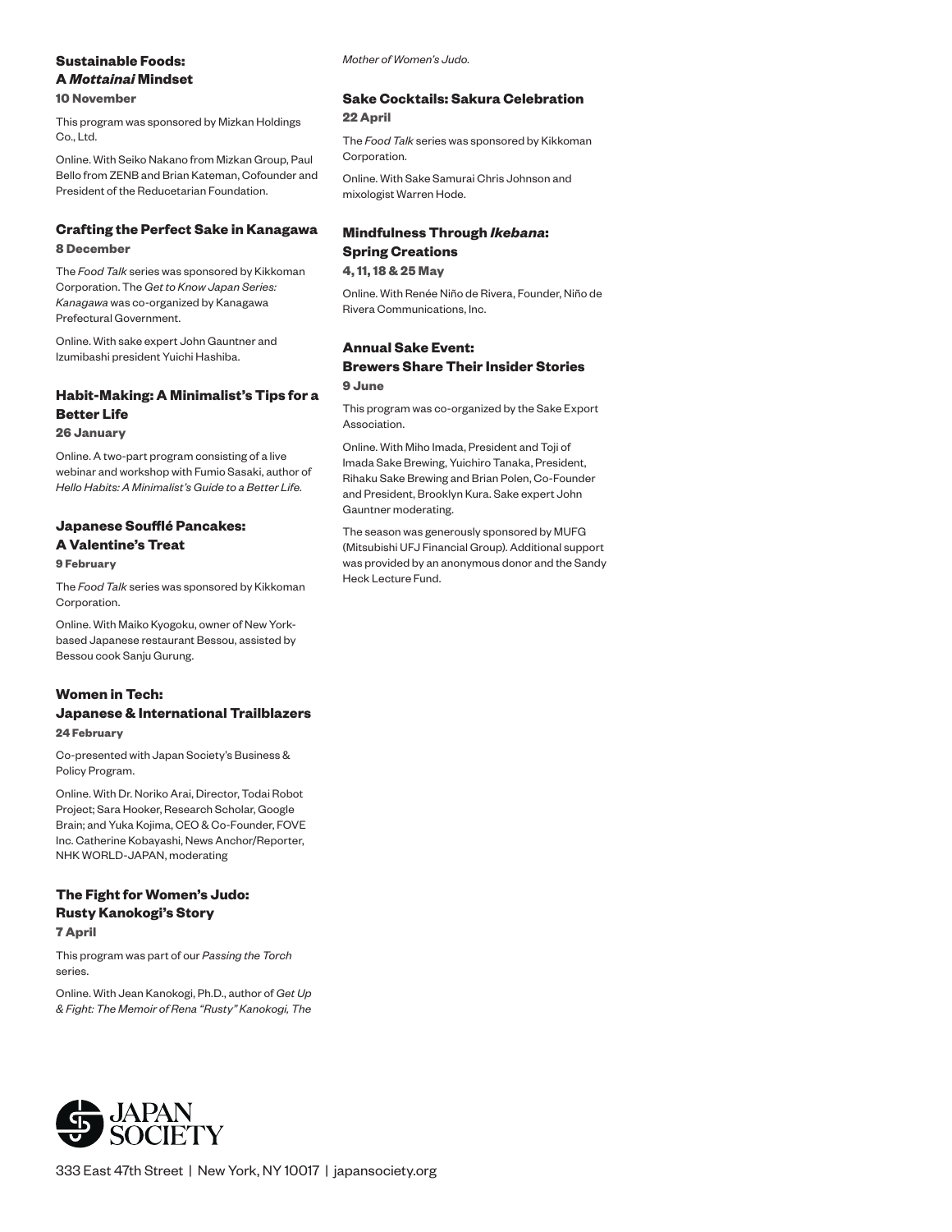### Sustainable Foods: A *Mottainai* Mindset

**10 November**

This program was sponsored by Mizkan Holdings Co., Ltd.

Online. With Seiko Nakano from Mizkan Group, Paul Bello from ZENB and Brian Kateman, Cofounder and President of the Reducetarian Foundation.

### Crafting the Perfect Sake in Kanagawa

**8 December**

The *Food Talk* series was sponsored by Kikkoman Corporation. The *Get to Know Japan Series: Kanagawa* was co-organized by Kanagawa Prefectural Government.

Online. With sake expert John Gauntner and Izumibashi president Yuichi Hashiba.

### Habit-Making: A Minimalist's Tips for a Better Life

**26 January**

Online. A two-part program consisting of a live webinar and workshop with Fumio Sasaki, author of *Hello Habits: A Minimalist's Guide to a Better Life.*

### Japanese Soufflé Pancakes: A Valentine's Treat

**9 February**

The *Food Talk* series was sponsored by Kikkoman Corporation.

Online. With Maiko Kyogoku, owner of New York-based Japanese restaurant Bessou, assisted by Bessou cook Sanju Gurung.

### Women in Tech: Japanese & International Trailblazers

**24 February**

Co-presented with Japan Society's Business & Policy Program.

Online. With Dr. Noriko Arai, Director, Todai Robot Project; Sara Hooker, Research Scholar, Google Brain; and Yuka Kojima, CEO & Co-Founder, FOVE Inc. Catherine Kobayashi, News Anchor/Reporter, NHK WORLD-JAPAN, moderating

### The Fight for Women's Judo: Rusty Kanokogi's Story

**7 April**

This program was part of our *Passing the Torch* series.

Online. With Jean Kanokogi, Ph.D., author of *Get Up & Fight: The Memoir of Rena "Rusty" Kanokogi, The Mother of Women's Judo.*

### Sake Cocktails: Sakura Celebration

**22 April**

The *Food Talk* series was sponsored by Kikkoman Corporation.

Online. With Sake Samurai Chris Johnson and mixologist Warren Hode.

### Mindfulness Through *Ikebana*: Spring Creations

**4, 11, 18 & 25 May**

Online. With Renée Niño de Rivera, Founder, Niño de Rivera Communications, Inc.

### Annual Sake Event: Brewers Share Their Insider Stories

**9 June**

This program was co-organized by the Sake Export Association.

Online. With Miho Imada, President and Toji of Imada Sake Brewing, Yuichiro Tanaka, President, Rihaku Sake Brewing and Brian Polen, Co-Founder and President, Brooklyn Kura. Sake expert John Gauntner moderating.

The season was generously sponsored by MUFG (Mitsubishi UFJ Financial Group). Additional support was provided by an anonymous donor and the Sandy Heck Lecture Fund.

JAPAN SOCIETY

333 East 47th Street | New York, NY 10017 | japansociety.org